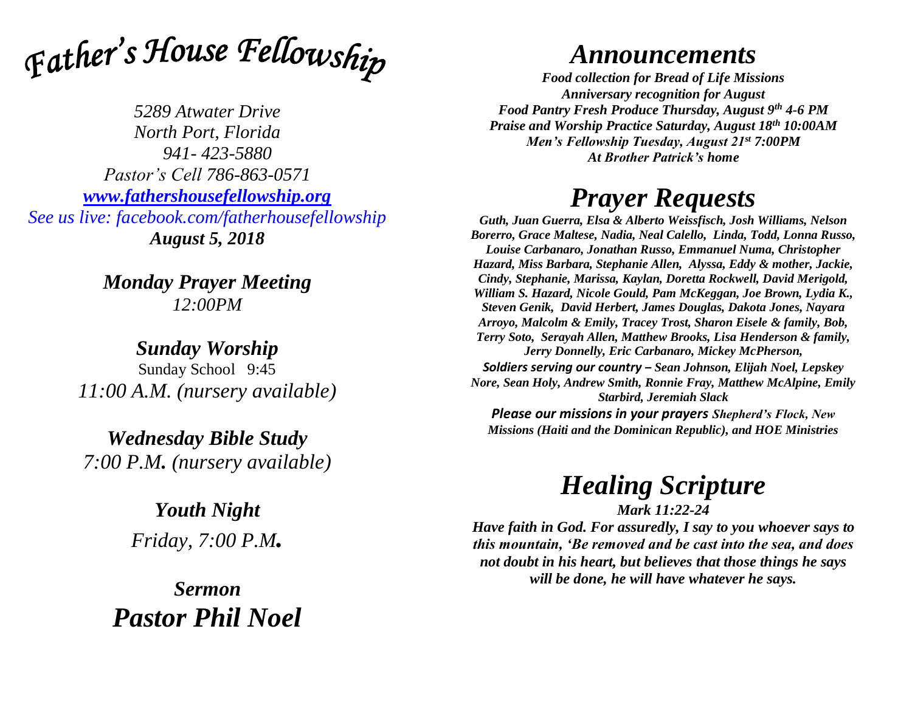# *Father's House Fellowship*

*5289 Atwater Drive*
*North Port, Florida*
*941- 423-5880*
*Pastor's Cell 786-863-0571*
*[www.fathershousefellowship.org](http://www.fathershousefellowship.org)*
*See us live: facebook.com/fatherhousefellowship*
***August 5, 2018***

***Monday Prayer Meeting***
*12:00PM*

***Sunday Worship***
Sunday School 9:45
*11:00 A.M. (nursery available)*

***Wednesday Bible Study***
*7:00 P.M. (nursery available)*

***Youth Night***
*Friday, 7:00 P.M.*

***Sermon***
***Pastor Phil Noel***

# *Announcements*

***Food collection for Bread of Life Missions***
***Anniversary recognition for August***
***Food Pantry Fresh Produce Thursday, August 9th 4-6 PM***
***Praise and Worship Practice Saturday, August 18th 10:00AM***
***Men's Fellowship Tuesday, August 21st 7:00PM***
***At Brother Patrick's home***

# *Prayer Requests*

***Guth, Juan Guerra, Elsa & Alberto Weissfisch, Josh Williams, Nelson Borerro, Grace Maltese, Nadia, Neal Calello, Linda, Todd, Lonna Russo, Louise Carbanaro, Jonathan Russo, Emmanuel Numa, Christopher Hazard, Miss Barbara, Stephanie Allen, Alyssa, Eddy & mother, Jackie, Cindy, Stephanie, Marissa, Kaylan, Doretta Rockwell, David Merigold, William S. Hazard, Nicole Gould, Pam McKeggan, Joe Brown, Lydia K., Steven Genik, David Herbert, James Douglas, Dakota Jones, Nayara Arroyo, Malcolm & Emily, Tracey Trost, Sharon Eisele & family, Bob, Terry Soto, Serayah Allen, Matthew Brooks, Lisa Henderson & family, Jerry Donnelly, Eric Carbanaro, Mickey McPherson,***

***Soldiers serving our country – Sean Johnson, Elijah Noel, Lepskey Nore, Sean Holy, Andrew Smith, Ronnie Fray, Matthew McAlpine, Emily Starbird, Jeremiah Slack***

***Please our missions in your prayers Shepherd's Flock, New Missions (Haiti and the Dominican Republic), and HOE Ministries***

# *Healing Scripture*

***Mark 11:22-24***

***Have faith in God. For assuredly, I say to you whoever says to this mountain, 'Be removed and be cast into the sea, and does not doubt in his heart, but believes that those things he says will be done, he will have whatever he says.***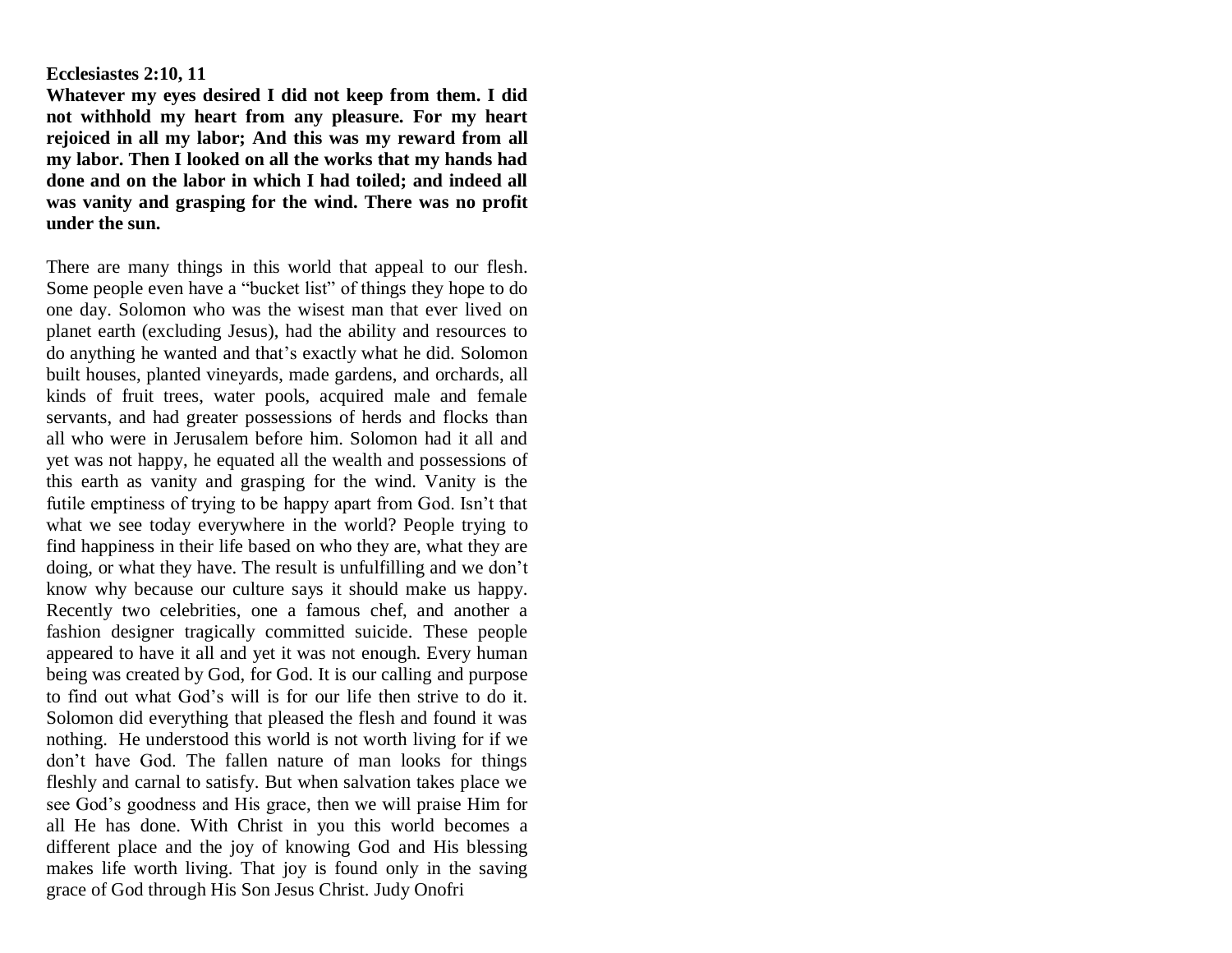**Ecclesiastes 2:10, 11**

**Whatever my eyes desired I did not keep from them. I did not withhold my heart from any pleasure. For my heart rejoiced in all my labor; And this was my reward from all my labor. Then I looked on all the works that my hands had done and on the labor in which I had toiled; and indeed all was vanity and grasping for the wind. There was no profit under the sun.**

There are many things in this world that appeal to our flesh. Some people even have a "bucket list" of things they hope to do one day. Solomon who was the wisest man that ever lived on planet earth (excluding Jesus), had the ability and resources to do anything he wanted and that's exactly what he did. Solomon built houses, planted vineyards, made gardens, and orchards, all kinds of fruit trees, water pools, acquired male and female servants, and had greater possessions of herds and flocks than all who were in Jerusalem before him. Solomon had it all and yet was not happy, he equated all the wealth and possessions of this earth as vanity and grasping for the wind. Vanity is the futile emptiness of trying to be happy apart from God. Isn't that what we see today everywhere in the world? People trying to find happiness in their life based on who they are, what they are doing, or what they have. The result is unfulfilling and we don't know why because our culture says it should make us happy. Recently two celebrities, one a famous chef, and another a fashion designer tragically committed suicide. These people appeared to have it all and yet it was not enough. Every human being was created by God, for God. It is our calling and purpose to find out what God's will is for our life then strive to do it. Solomon did everything that pleased the flesh and found it was nothing. He understood this world is not worth living for if we don't have God. The fallen nature of man looks for things fleshly and carnal to satisfy. But when salvation takes place we see God's goodness and His grace, then we will praise Him for all He has done. With Christ in you this world becomes a different place and the joy of knowing God and His blessing makes life worth living. That joy is found only in the saving grace of God through His Son Jesus Christ. Judy Onofri